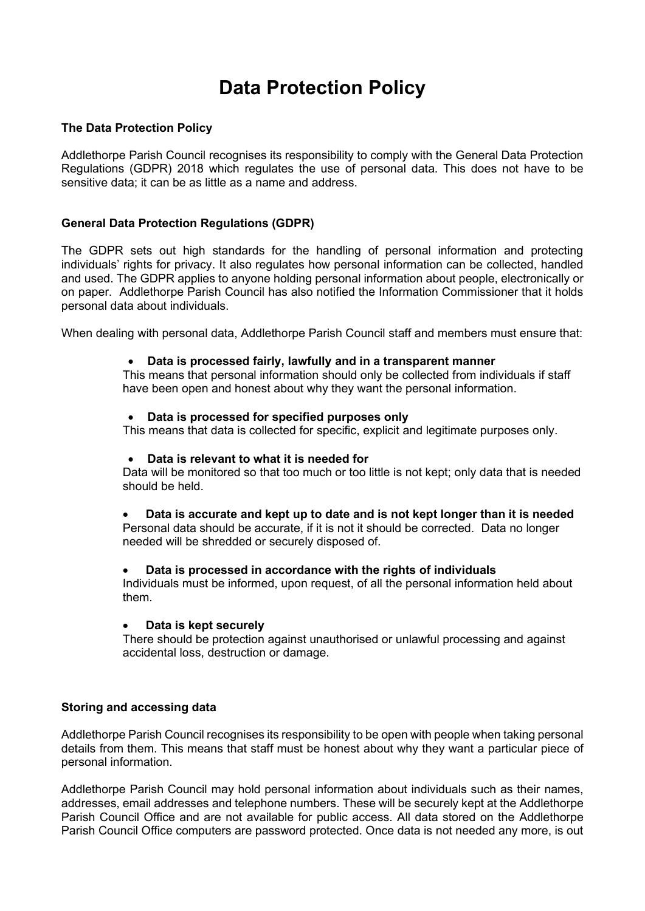# Data Protection Policy

**The Data Protection Policy**

Addlethorpe Parish Council recognises its responsibility to comply with the General Data Protection Regulations (GDPR) 2018 which regulates the use of personal data. This does not have to be sensitive data; it can be as little as a name and address.

**General Data Protection Regulations (GDPR)**

The GDPR sets out high standards for the handling of personal information and protecting individuals' rights for privacy. It also regulates how personal information can be collected, handled and used. The GDPR applies to anyone holding personal information about people, electronically or on paper. Addlethorpe Parish Council has also notified the Information Commissioner that it holds personal data about individuals.

When dealing with personal data, Addlethorpe Parish Council staff and members must ensure that:

- **Data is processed fairly, lawfully and in a transparent manner**
  This means that personal information should only be collected from individuals if staff have been open and honest about why they want the personal information.

- **Data is processed for specified purposes only**
  This means that data is collected for specific, explicit and legitimate purposes only.

- **Data is relevant to what it is needed for**
  Data will be monitored so that too much or too little is not kept; only data that is needed should be held.

- **Data is accurate and kept up to date and is not kept longer than it is needed**
  Personal data should be accurate, if it is not it should be corrected. Data no longer needed will be shredded or securely disposed of.

- **Data is processed in accordance with the rights of individuals**
  Individuals must be informed, upon request, of all the personal information held about them.

- **Data is kept securely**
  There should be protection against unauthorised or unlawful processing and against accidental loss, destruction or damage.

**Storing and accessing data**

Addlethorpe Parish Council recognises its responsibility to be open with people when taking personal details from them. This means that staff must be honest about why they want a particular piece of personal information.

Addlethorpe Parish Council may hold personal information about individuals such as their names, addresses, email addresses and telephone numbers. These will be securely kept at the Addlethorpe Parish Council Office and are not available for public access. All data stored on the Addlethorpe Parish Council Office computers are password protected. Once data is not needed any more, is out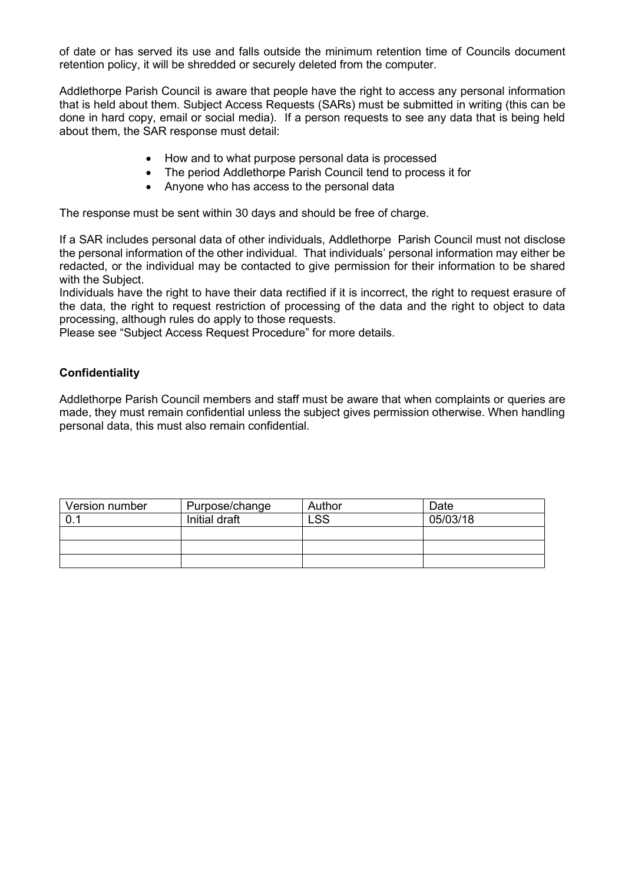of date or has served its use and falls outside the minimum retention time of Councils document retention policy, it will be shredded or securely deleted from the computer.

Addlethorpe Parish Council is aware that people have the right to access any personal information that is held about them. Subject Access Requests (SARs) must be submitted in writing (this can be done in hard copy, email or social media). If a person requests to see any data that is being held about them, the SAR response must detail:

- How and to what purpose personal data is processed
- The period Addlethorpe Parish Council tend to process it for
- Anyone who has access to the personal data

The response must be sent within 30 days and should be free of charge.

If a SAR includes personal data of other individuals, Addlethorpe Parish Council must not disclose the personal information of the other individual. That individuals' personal information may either be redacted, or the individual may be contacted to give permission for their information to be shared with the Subject.
Individuals have the right to have their data rectified if it is incorrect, the right to request erasure of the data, the right to request restriction of processing of the data and the right to object to data processing, although rules do apply to those requests.
Please see "Subject Access Request Procedure" for more details.

**Confidentiality**

Addlethorpe Parish Council members and staff must be aware that when complaints or queries are made, they must remain confidential unless the subject gives permission otherwise. When handling personal data, this must also remain confidential.

| Version number | Purpose/change | Author | Date |
|---|---|---|---|
| 0.1 | Initial draft | LSS | 05/03/18 |
| | | | |
| | | | |
| | | | |